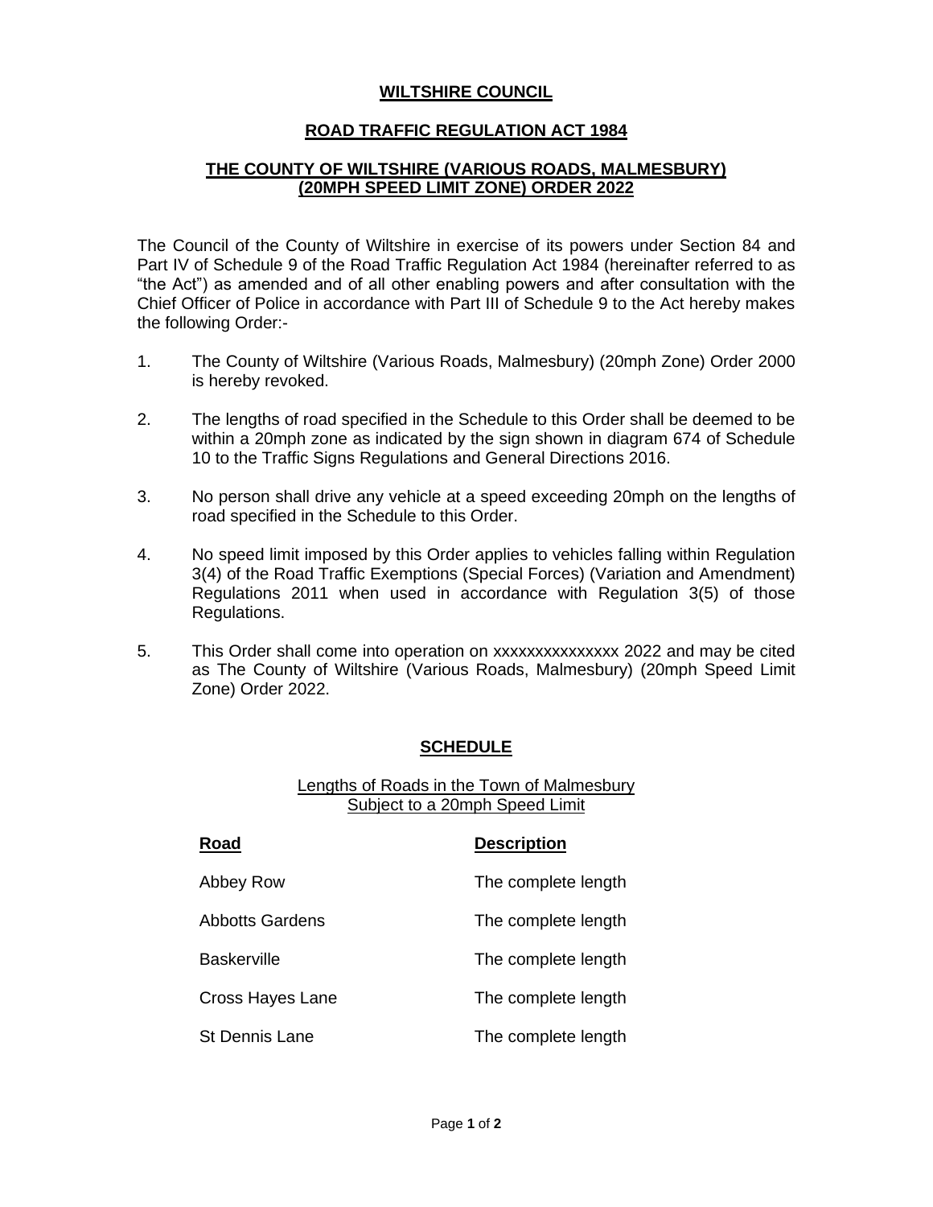# WILTSHIRE COUNCIL

## ROAD TRAFFIC REGULATION ACT 1984

## THE COUNTY OF WILTSHIRE (VARIOUS ROADS, MALMESBURY) (20MPH SPEED LIMIT ZONE) ORDER 2022

The Council of the County of Wiltshire in exercise of its powers under Section 84 and Part IV of Schedule 9 of the Road Traffic Regulation Act 1984 (hereinafter referred to as "the Act") as amended and of all other enabling powers and after consultation with the Chief Officer of Police in accordance with Part III of Schedule 9 to the Act hereby makes the following Order:-

1. The County of Wiltshire (Various Roads, Malmesbury) (20mph Zone) Order 2000 is hereby revoked.

2. The lengths of road specified in the Schedule to this Order shall be deemed to be within a 20mph zone as indicated by the sign shown in diagram 674 of Schedule 10 to the Traffic Signs Regulations and General Directions 2016.

3. No person shall drive any vehicle at a speed exceeding 20mph on the lengths of road specified in the Schedule to this Order.

4. No speed limit imposed by this Order applies to vehicles falling within Regulation 3(4) of the Road Traffic Exemptions (Special Forces) (Variation and Amendment) Regulations 2011 when used in accordance with Regulation 3(5) of those Regulations.

5. This Order shall come into operation on xxxxxxxxxxxxxxx 2022 and may be cited as The County of Wiltshire (Various Roads, Malmesbury) (20mph Speed Limit Zone) Order 2022.

## SCHEDULE

Lengths of Roads in the Town of Malmesbury
Subject to a 20mph Speed Limit

| Road | Description |
|---|---|
| Abbey Row | The complete length |
| Abbotts Gardens | The complete length |
| Baskerville | The complete length |
| Cross Hayes Lane | The complete length |
| St Dennis Lane | The complete length |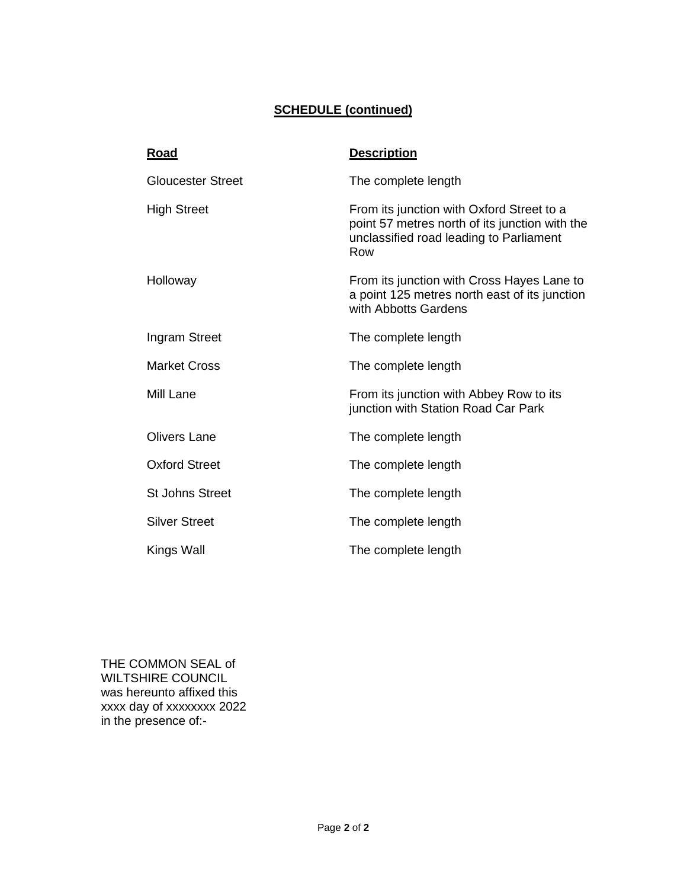**SCHEDULE (continued)**

| Road | Description |
|---|---|
| Gloucester Street | The complete length |
| High Street | From its junction with Oxford Street to a point 57 metres north of its junction with the unclassified road leading to Parliament Row |
| Holloway | From its junction with Cross Hayes Lane to a point 125 metres north east of its junction with Abbotts Gardens |
| Ingram Street | The complete length |
| Market Cross | The complete length |
| Mill Lane | From its junction with Abbey Row to its junction with Station Road Car Park |
| Olivers Lane | The complete length |
| Oxford Street | The complete length |
| St Johns Street | The complete length |
| Silver Street | The complete length |
| Kings Wall | The complete length |

THE COMMON SEAL of
WILTSHIRE COUNCIL
was hereunto affixed this
xxxx day of xxxxxxxx 2022
in the presence of:-